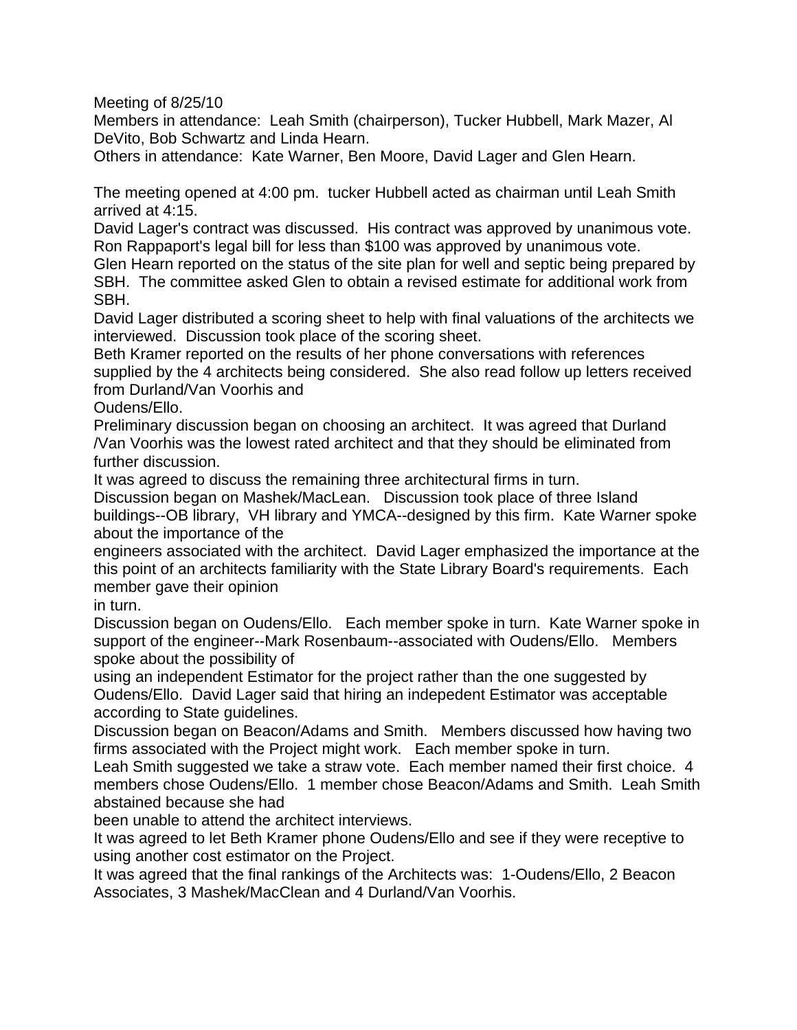Meeting of 8/25/10

Members in attendance: Leah Smith (chairperson), Tucker Hubbell, Mark Mazer, Al DeVito, Bob Schwartz and Linda Hearn.

Others in attendance: Kate Warner, Ben Moore, David Lager and Glen Hearn.

The meeting opened at 4:00 pm. tucker Hubbell acted as chairman until Leah Smith arrived at 4:15.

David Lager's contract was discussed. His contract was approved by unanimous vote.

Ron Rappaport's legal bill for less than $100 was approved by unanimous vote.

Glen Hearn reported on the status of the site plan for well and septic being prepared by SBH. The committee asked Glen to obtain a revised estimate for additional work from SBH.

David Lager distributed a scoring sheet to help with final valuations of the architects we interviewed. Discussion took place of the scoring sheet.

Beth Kramer reported on the results of her phone conversations with references supplied by the 4 architects being considered. She also read follow up letters received from Durland/Van Voorhis and Oudens/Ello.

Preliminary discussion began on choosing an architect. It was agreed that Durland /Van Voorhis was the lowest rated architect and that they should be eliminated from further discussion.

It was agreed to discuss the remaining three architectural firms in turn.

Discussion began on Mashek/MacLean. Discussion took place of three Island buildings--OB library, VH library and YMCA--designed by this firm. Kate Warner spoke about the importance of the engineers associated with the architect. David Lager emphasized the importance at the this point of an architects familiarity with the State Library Board's requirements. Each member gave their opinion in turn.

Discussion began on Oudens/Ello. Each member spoke in turn. Kate Warner spoke in support of the engineer--Mark Rosenbaum--associated with Oudens/Ello. Members spoke about the possibility of using an independent Estimator for the project rather than the one suggested by Oudens/Ello. David Lager said that hiring an indepedent Estimator was acceptable according to State guidelines.

Discussion began on Beacon/Adams and Smith. Members discussed how having two firms associated with the Project might work. Each member spoke in turn.

Leah Smith suggested we take a straw vote. Each member named their first choice. 4 members chose Oudens/Ello. 1 member chose Beacon/Adams and Smith. Leah Smith abstained because she had been unable to attend the architect interviews.

It was agreed to let Beth Kramer phone Oudens/Ello and see if they were receptive to using another cost estimator on the Project.

It was agreed that the final rankings of the Architects was: 1-Oudens/Ello, 2 Beacon Associates, 3 Mashek/MacClean and 4 Durland/Van Voorhis.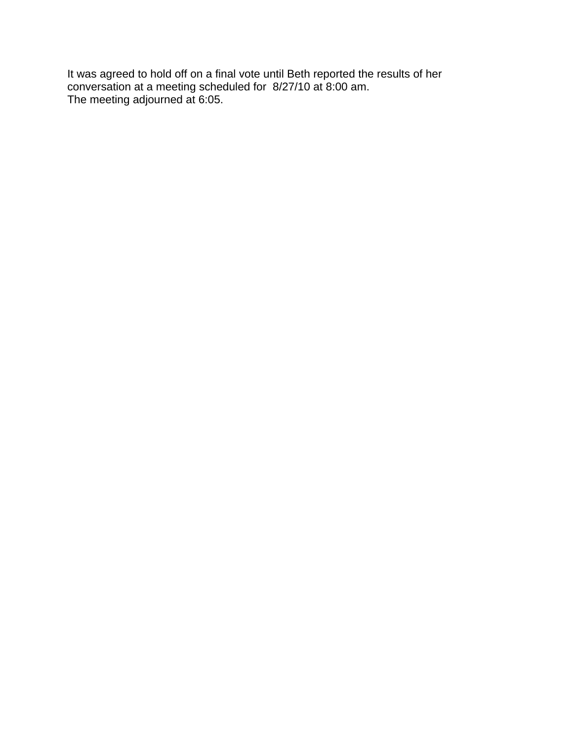It was agreed to hold off on a final vote until Beth reported the results of her conversation at a meeting scheduled for 8/27/10 at 8:00 am.
The meeting adjourned at 6:05.